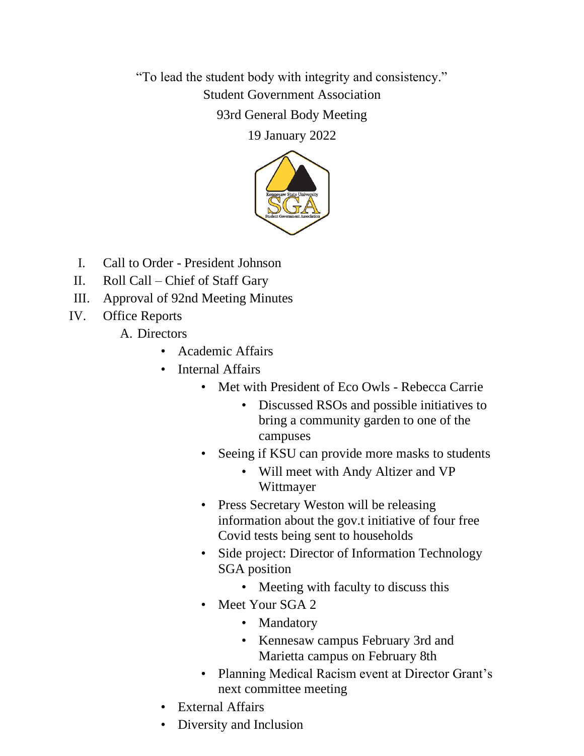"To lead the student body with integrity and consistency."

Student Government Association

93rd General Body Meeting

19 January 2022

I. Call to Order - President Johnson

II. Roll Call – Chief of Staff Gary

III. Approval of 92nd Meeting Minutes

IV. Office Reports

A. Directors

- Academic Affairs
- Internal Affairs
    - Met with President of Eco Owls - Rebecca Carrie
        - Discussed RSOs and possible initiatives to bring a community garden to one of the campuses
    - Seeing if KSU can provide more masks to students
        - Will meet with Andy Altizer and VP Wittmayer
    - Press Secretary Weston will be releasing information about the gov.t initiative of four free Covid tests being sent to households
    - Side project: Director of Information Technology SGA position
        - Meeting with faculty to discuss this
    - Meet Your SGA 2
        - Mandatory
        - Kennesaw campus February 3rd and Marietta campus on February 8th
    - Planning Medical Racism event at Director Grant's next committee meeting
- External Affairs
- Diversity and Inclusion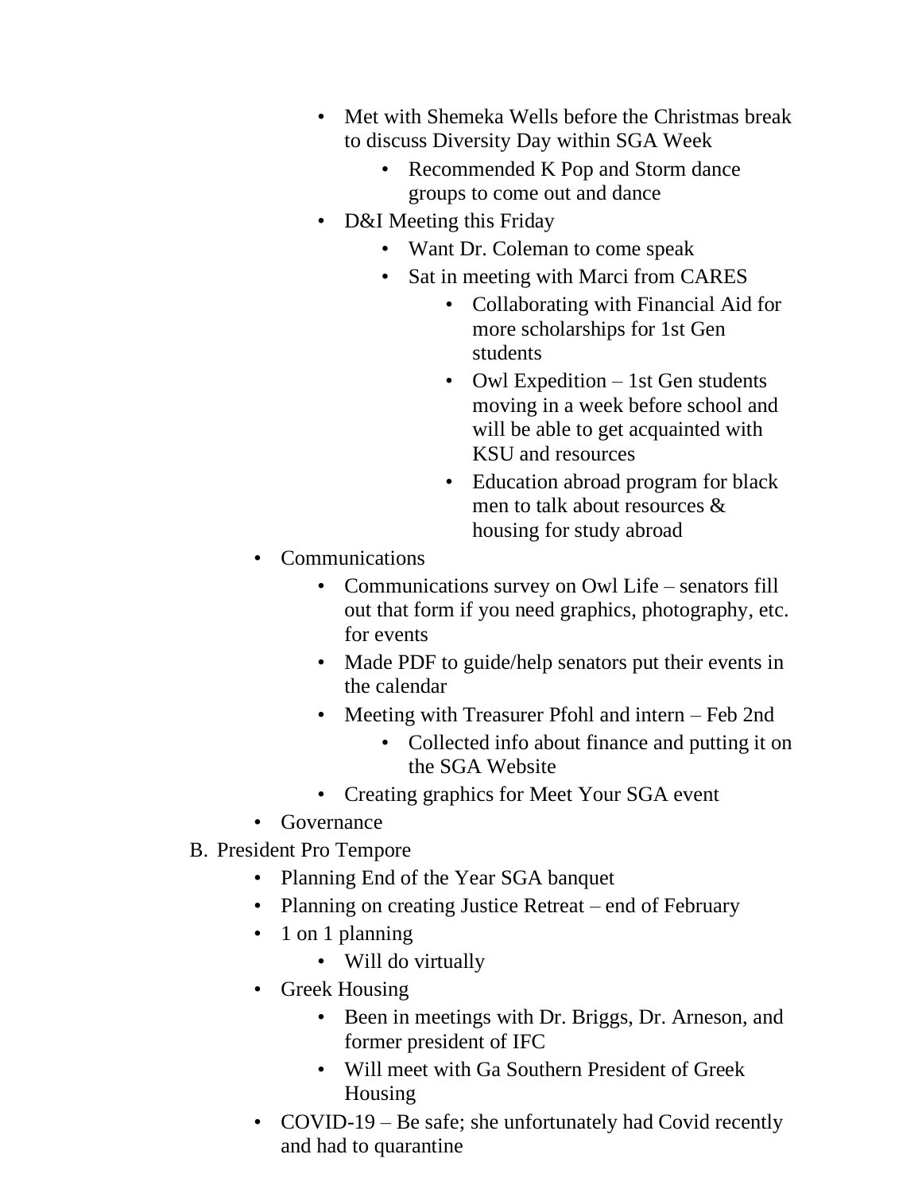- Met with Shemeka Wells before the Christmas break to discuss Diversity Day within SGA Week
            - Recommended K Pop and Storm dance groups to come out and dance
        - D&I Meeting this Friday
            - Want Dr. Coleman to come speak
            - Sat in meeting with Marci from CARES
                - Collaborating with Financial Aid for more scholarships for 1st Gen students
                - Owl Expedition – 1st Gen students moving in a week before school and will be able to get acquainted with KSU and resources
                - Education abroad program for black men to talk about resources & housing for study abroad
    - Communications
        - Communications survey on Owl Life – senators fill out that form if you need graphics, photography, etc. for events
        - Made PDF to guide/help senators put their events in the calendar
        - Meeting with Treasurer Pfohl and intern – Feb 2nd
            - Collected info about finance and putting it on the SGA Website
        - Creating graphics for Meet Your SGA event
    - Governance

B. President Pro Tempore

- Planning End of the Year SGA banquet
- Planning on creating Justice Retreat – end of February
- 1 on 1 planning
    - Will do virtually
- Greek Housing
    - Been in meetings with Dr. Briggs, Dr. Arneson, and former president of IFC
    - Will meet with Ga Southern President of Greek Housing
- COVID-19 – Be safe; she unfortunately had Covid recently and had to quarantine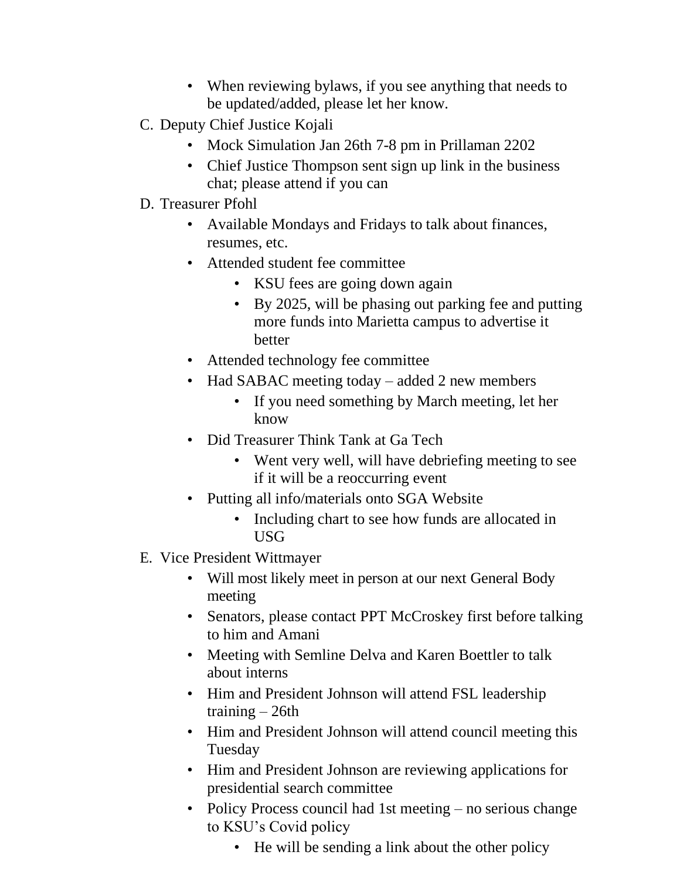- When reviewing bylaws, if you see anything that needs to be updated/added, please let her know.

C. Deputy Chief Justice Kojali
  - Mock Simulation Jan 26th 7-8 pm in Prillaman 2202
  - Chief Justice Thompson sent sign up link in the business chat; please attend if you can

D. Treasurer Pfohl
  - Available Mondays and Fridays to talk about finances, resumes, etc.
  - Attended student fee committee
    - KSU fees are going down again
    - By 2025, will be phasing out parking fee and putting more funds into Marietta campus to advertise it better
  - Attended technology fee committee
  - Had SABAC meeting today – added 2 new members
    - If you need something by March meeting, let her know
  - Did Treasurer Think Tank at Ga Tech
    - Went very well, will have debriefing meeting to see if it will be a reoccurring event
  - Putting all info/materials onto SGA Website
    - Including chart to see how funds are allocated in USG

E. Vice President Wittmayer
  - Will most likely meet in person at our next General Body meeting
  - Senators, please contact PPT McCroskey first before talking to him and Amani
  - Meeting with Semline Delva and Karen Boettler to talk about interns
  - Him and President Johnson will attend FSL leadership training – 26th
  - Him and President Johnson will attend council meeting this Tuesday
  - Him and President Johnson are reviewing applications for presidential search committee
  - Policy Process council had 1st meeting – no serious change to KSU's Covid policy
    - He will be sending a link about the other policy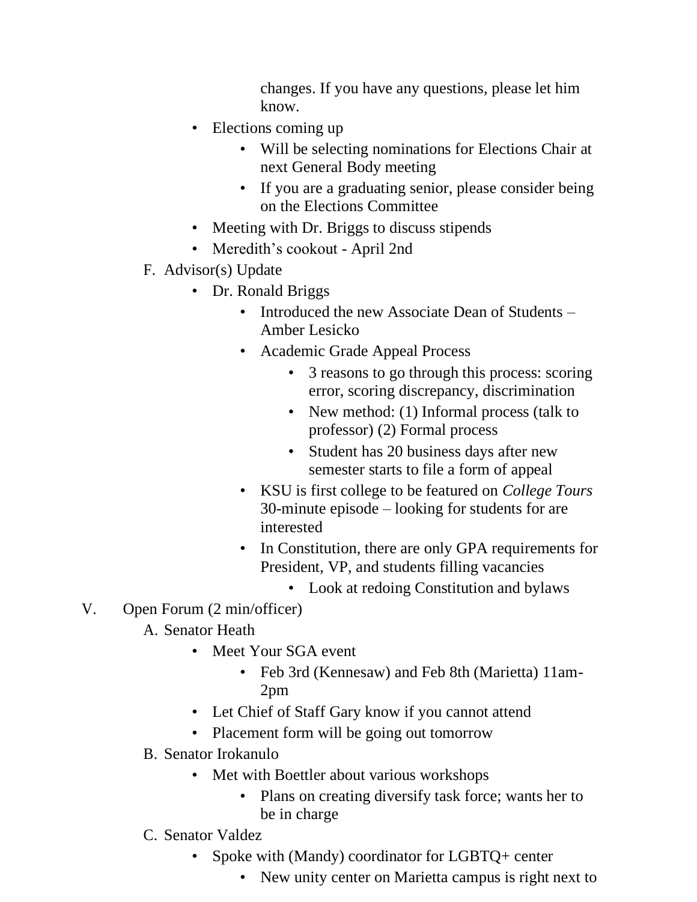changes. If you have any questions, please let him know.

- Elections coming up
    - Will be selecting nominations for Elections Chair at next General Body meeting
    - If you are a graduating senior, please consider being on the Elections Committee
- Meeting with Dr. Briggs to discuss stipends
- Meredith's cookout - April 2nd

F. Advisor(s) Update

- Dr. Ronald Briggs
    - Introduced the new Associate Dean of Students – Amber Lesicko
    - Academic Grade Appeal Process
        - 3 reasons to go through this process: scoring error, scoring discrepancy, discrimination
        - New method: (1) Informal process (talk to professor) (2) Formal process
        - Student has 20 business days after new semester starts to file a form of appeal
    - KSU is first college to be featured on *College Tours* 30-minute episode – looking for students for are interested
    - In Constitution, there are only GPA requirements for President, VP, and students filling vacancies
        - Look at redoing Constitution and bylaws

V. Open Forum (2 min/officer)

A. Senator Heath

- Meet Your SGA event
    - Feb 3rd (Kennesaw) and Feb 8th (Marietta) 11am-2pm
- Let Chief of Staff Gary know if you cannot attend
- Placement form will be going out tomorrow

B. Senator Irokanulo

- Met with Boettler about various workshops
    - Plans on creating diversify task force; wants her to be in charge

C. Senator Valdez

- Spoke with (Mandy) coordinator for LGBTQ+ center
    - New unity center on Marietta campus is right next to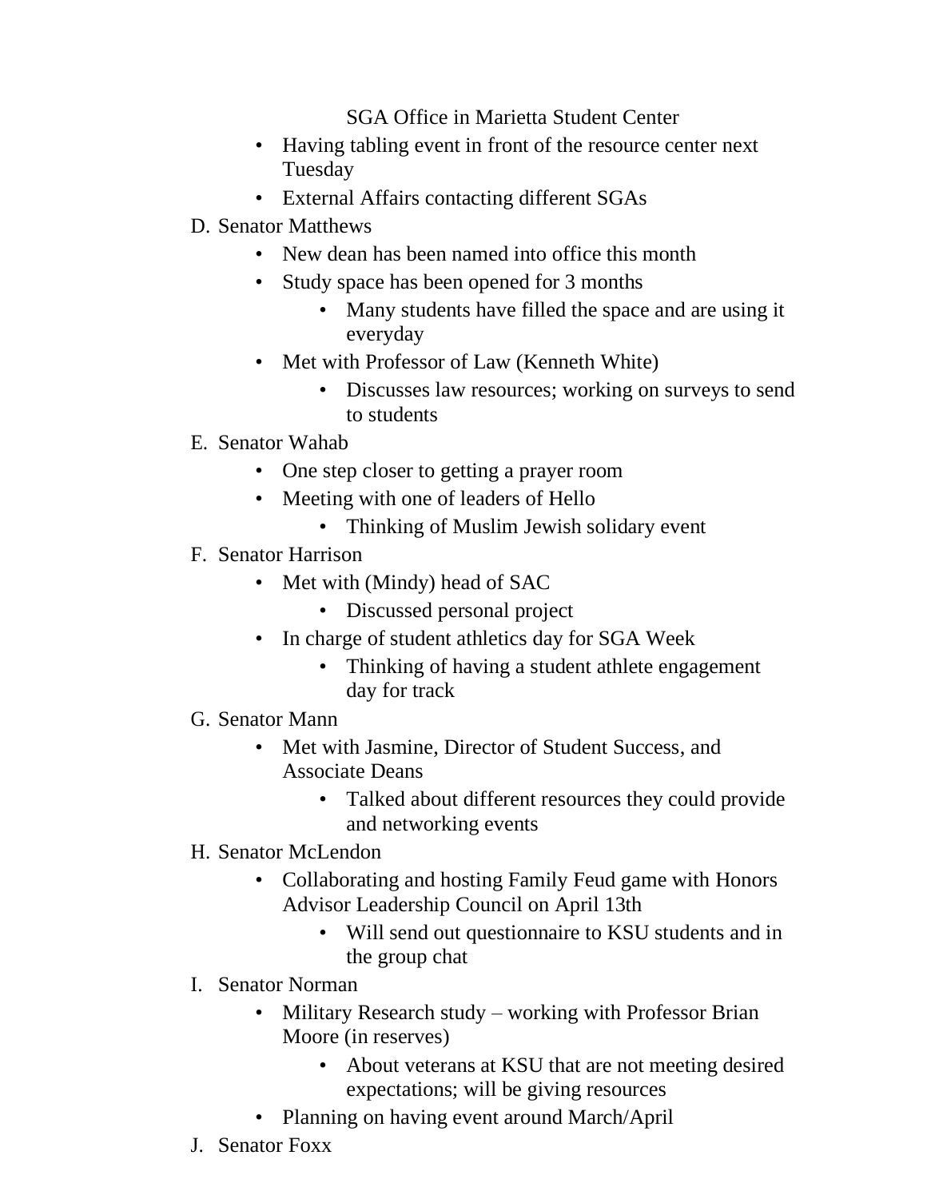SGA Office in Marietta Student Center

- Having tabling event in front of the resource center next Tuesday
- External Affairs contacting different SGAs

D. Senator Matthews
   - New dean has been named into office this month
   - Study space has been opened for 3 months
     - Many students have filled the space and are using it everyday
   - Met with Professor of Law (Kenneth White)
     - Discusses law resources; working on surveys to send to students

E. Senator Wahab
   - One step closer to getting a prayer room
   - Meeting with one of leaders of Hello
     - Thinking of Muslim Jewish solidary event

F. Senator Harrison
   - Met with (Mindy) head of SAC
     - Discussed personal project
   - In charge of student athletics day for SGA Week
     - Thinking of having a student athlete engagement day for track

G. Senator Mann
   - Met with Jasmine, Director of Student Success, and Associate Deans
     - Talked about different resources they could provide and networking events

H. Senator McLendon
   - Collaborating and hosting Family Feud game with Honors Advisor Leadership Council on April 13th
     - Will send out questionnaire to KSU students and in the group chat

I. Senator Norman
   - Military Research study – working with Professor Brian Moore (in reserves)
     - About veterans at KSU that are not meeting desired expectations; will be giving resources
   - Planning on having event around March/April

J. Senator Foxx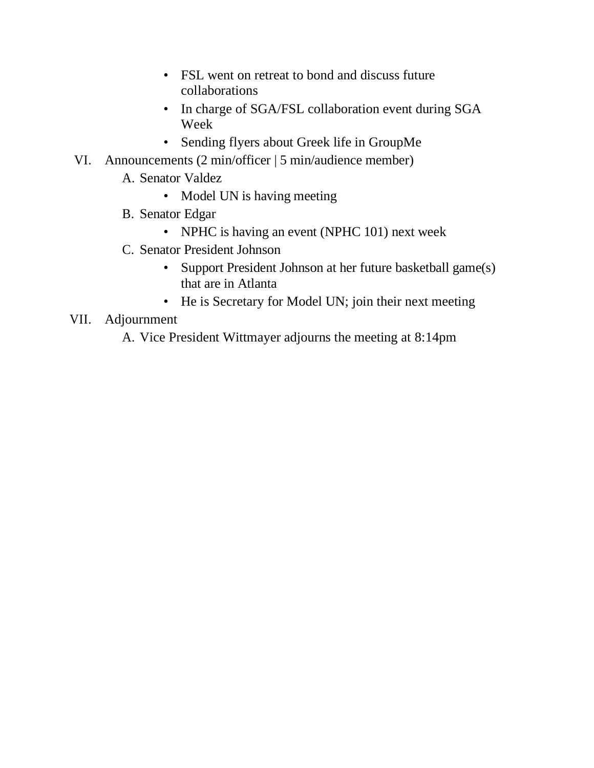- FSL went on retreat to bond and discuss future collaborations
- In charge of SGA/FSL collaboration event during SGA Week
- Sending flyers about Greek life in GroupMe

VI. Announcements (2 min/officer | 5 min/audience member)

A. Senator Valdez

- Model UN is having meeting

B. Senator Edgar

- NPHC is having an event (NPHC 101) next week

C. Senator President Johnson

- Support President Johnson at her future basketball game(s) that are in Atlanta
- He is Secretary for Model UN; join their next meeting

VII. Adjournment

A. Vice President Wittmayer adjourns the meeting at 8:14pm